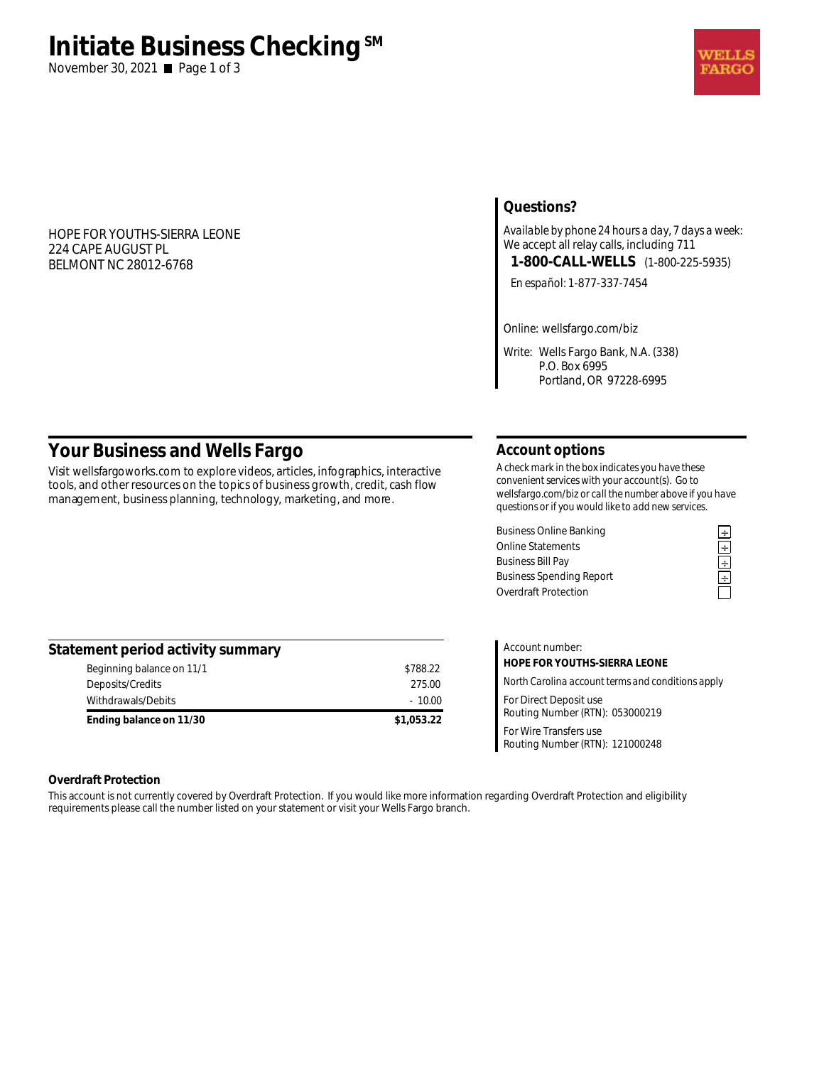# Initiate Business Checking SM

November 30, 2021

WELLS FARGO

HOPE FOR YOUTHS-SIERRA LEONE
224 CAPE AUGUST PL
BELMONT NC 28012-6768

## Questions?

*Available by phone 24 hours a day, 7 days a week:*
*We accept all relay calls, including 711*

**1-800-CALL-WELLS** (1-800-225-5935)

*En español:* 1-877-337-7454

Online: wellsfargo.com/biz

Write: Wells Fargo Bank, N.A. (338)
P.O. Box 6995
Portland, OR 97228-6995

## Your Business and Wells Fargo

Visit wellsfargoworks.com to explore videos, articles, infographics, interactive tools, and other resources on the topics of business growth, credit, cash flow management, business planning, technology, marketing, and more.

## Account options

*A check mark in the box indicates you have these convenient services with your account(s). Go to wellsfargo.com/biz or call the number above if you have questions or if you would like to add new services.*

| Service | |
|---|---|
| Business Online Banking | ✓ |
| Online Statements | ✓ |
| Business Bill Pay | ✓ |
| Business Spending Report | ✓ |
| Overdraft Protection | |

## Statement period activity summary

| | |
|---|---|
| Beginning balance on 11/1 | $788.22 |
| Deposits/Credits | 275.00 |
| Withdrawals/Debits | - 10.00 |
| **Ending balance on 11/30** | **$1,053.22** |

Account number:
**HOPE FOR YOUTHS-SIERRA LEONE**

*North Carolina account terms and conditions apply*

For Direct Deposit use
Routing Number (RTN): 053000219

For Wire Transfers use
Routing Number (RTN): 121000248

### Overdraft Protection

This account is not currently covered by Overdraft Protection. If you would like more information regarding Overdraft Protection and eligibility requirements please call the number listed on your statement or visit your Wells Fargo branch.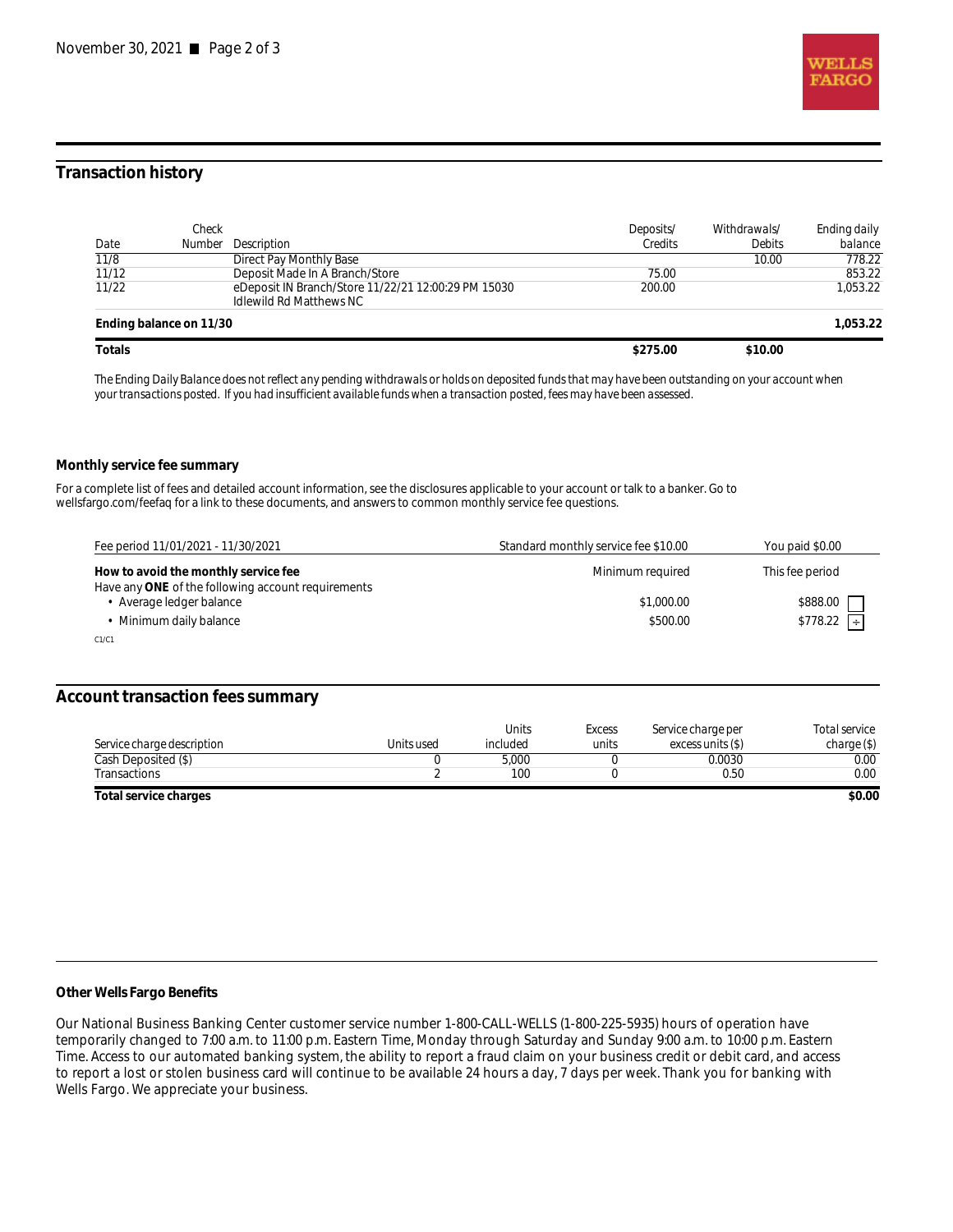## Transaction history

| Date | Check Number | Description | Deposits/ Credits | Withdrawals/ Debits | Ending daily balance |
|---|---|---|---|---|---|
| 11/8 | | Direct Pay Monthly Base | | 10.00 | 778.22 |
| 11/12 | | Deposit Made In A Branch/Store | 75.00 | | 853.22 |
| 11/22 | | eDeposit IN Branch/Store 11/22/21 12:00:29 PM 15030 Idlewild Rd Matthews NC | 200.00 | | 1,053.22 |
| **Ending balance on 11/30** | | | | | **1,053.22** |
| **Totals** | | | **$275.00** | **$10.00** | |

*The Ending Daily Balance does not reflect any pending withdrawals or holds on deposited funds that may have been outstanding on your account when your transactions posted. If you had insufficient available funds when a transaction posted, fees may have been assessed.*

### Monthly service fee summary

For a complete list of fees and detailed account information, see the disclosures applicable to your account or talk to a banker. Go to wellsfargo.com/feefaq for a link to these documents, and answers to common monthly service fee questions.

| Fee period 11/01/2021 - 11/30/2021 | Standard monthly service fee $10.00 | You paid $0.00 |
|---|---|---|
| **How to avoid the monthly service fee** | Minimum required | This fee period |
| Have any **ONE** of the following account requirements | | |
| • Average ledger balance | $1,000.00 | $888.00 ☐ |
| • Minimum daily balance | $500.00 | $778.22 ☐ |

C1/C1

## Account transaction fees summary

| Service charge description | Units used | Units included | Excess units | Service charge per excess units ($) | Total service charge ($) |
|---|---|---|---|---|---|
| Cash Deposited ($) | 0 | 5,000 | 0 | 0.0030 | 0.00 |
| Transactions | 2 | 100 | 0 | 0.50 | 0.00 |
| **Total service charges** | | | | | **$0.00** |

### Other Wells Fargo Benefits

Our National Business Banking Center customer service number 1-800-CALL-WELLS (1-800-225-5935) hours of operation have temporarily changed to 7:00 a.m. to 11:00 p.m. Eastern Time, Monday through Saturday and Sunday 9:00 a.m. to 10:00 p.m. Eastern Time. Access to our automated banking system, the ability to report a fraud claim on your business credit or debit card, and access to report a lost or stolen business card will continue to be available 24 hours a day, 7 days per week. Thank you for banking with Wells Fargo. We appreciate your business.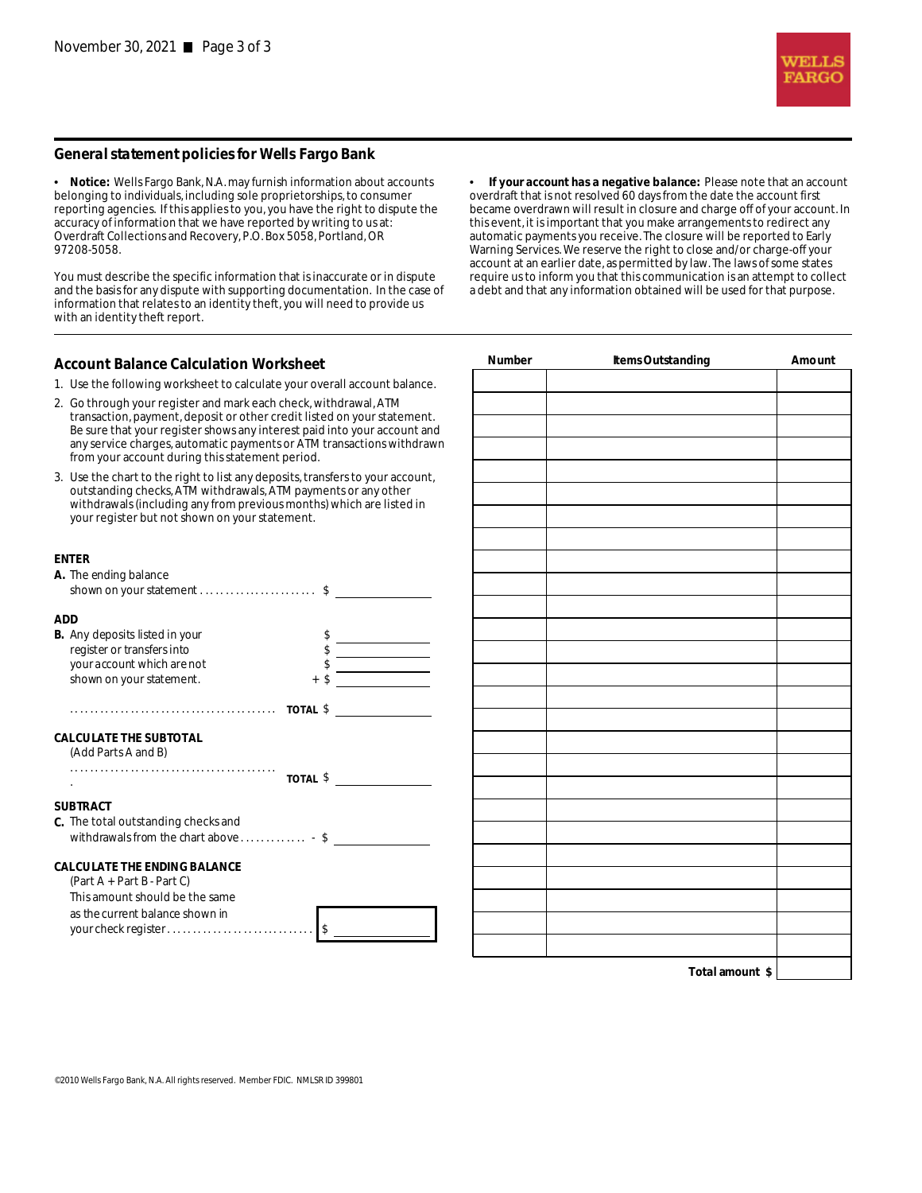## General statement policies for Wells Fargo Bank

- **Notice:** Wells Fargo Bank, N.A. may furnish information about accounts belonging to individuals, including sole proprietorships, to consumer reporting agencies. If this applies to you, you have the right to dispute the accuracy of information that we have reported by writing to us at: Overdraft Collections and Recovery, P.O. Box 5058, Portland, OR 97208-5058.

You must describe the specific information that is inaccurate or in dispute and the basis for any dispute with supporting documentation. In the case of information that relates to an identity theft, you will need to provide us with an identity theft report.

- **If your account has a negative balance:** Please note that an account overdraft that is not resolved 60 days from the date the account first became overdrawn will result in closure and charge off of your account. In this event, it is important that you make arrangements to redirect any automatic payments you receive. The closure will be reported to Early Warning Services. We reserve the right to close and/or charge-off your account at an earlier date, as permitted by law. The laws of some states require us to inform you that this communication is an attempt to collect a debt and that any information obtained will be used for that purpose.

## Account Balance Calculation Worksheet

1. Use the following worksheet to calculate your overall account balance.
2. Go through your register and mark each check, withdrawal, ATM transaction, payment, deposit or other credit listed on your statement. Be sure that your register shows any interest paid into your account and any service charges, automatic payments or ATM transactions withdrawn from your account during this statement period.
3. Use the chart to the right to list any deposits, transfers to your account, outstanding checks, ATM withdrawals, ATM payments or any other withdrawals (including any from previous months) which are listed in your register but not shown on your statement.

**ENTER**

**A.** The ending balance shown on your statement ...................... $ ________

**ADD**

**B.** Any deposits listed in your register or transfers into your account which are not shown on your statement.

$ ________
$ ________
$ ________
\+ $ ________

........................................ **TOTAL** $ ________

**CALCULATE THE SUBTOTAL**
(Add Parts A and B)

........................................ **TOTAL** $ ________

**SUBTRACT**

**C.** The total outstanding checks and withdrawals from the chart above ............. - $ ________

**CALCULATE THE ENDING BALANCE**
(Part A + Part B - Part C)
This amount should be the same as the current balance shown in your check register ............................ $ ________

| Number | Items Outstanding | Amount |
|---|---|---|
| | | |
| | | |
| | | |
| | | |
| | | |
| | | |
| | | |
| | | |
| | | |
| | | |
| | | |
| | | |
| | | |
| | | |
| | | |
| | | |
| | | |
| | | |
| | | |
| | | |
| | | |
| | | |
| | | |
| | | |
| | | |
| | | |
| | **Total amount $** | |

©2010 Wells Fargo Bank, N.A. All rights reserved. Member FDIC. NMLSR ID 399801